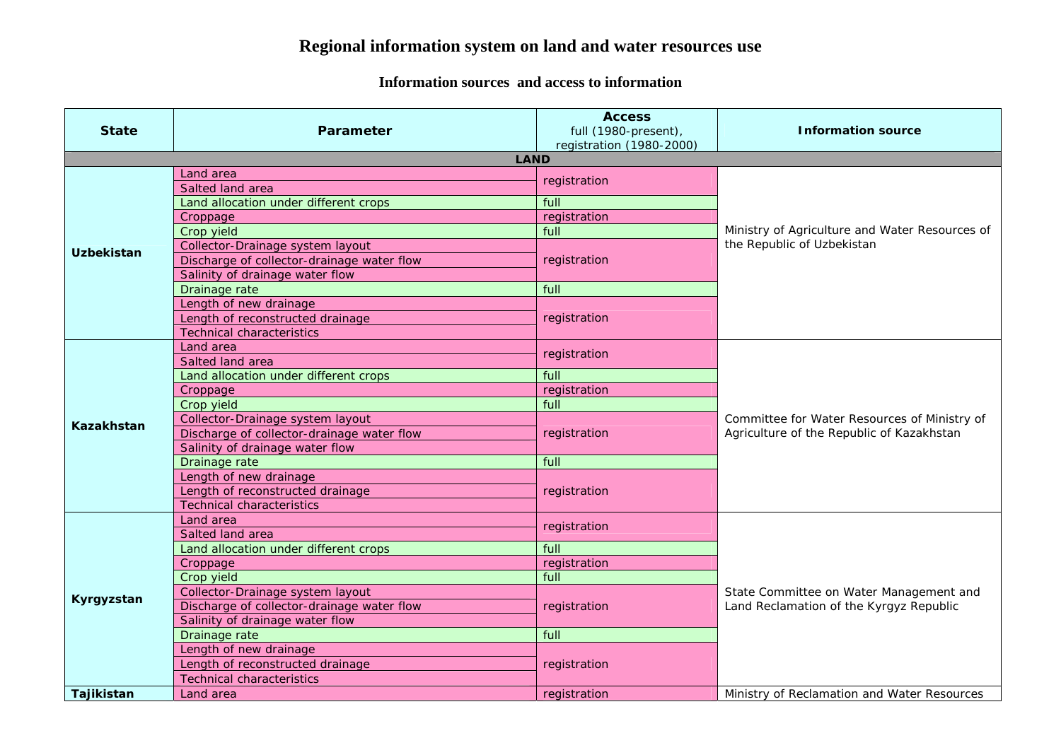# Regional information system on land and water resources use

## Information sources and access to information

| State | Parameter | Access<br>full (1980-present),<br>registration (1980-2000) | Information source |
|---|---|---|---|
| **LAND** | | | |
| Uzbekistan | Land area | registration | Ministry of Agriculture and Water Resources of the Republic of Uzbekistan |
| | Salted land area | | |
| | Land allocation under different crops | full | |
| | Croppage | registration | |
| | Crop yield | full | |
| | Collector-Drainage system layout | registration | |
| | Discharge of collector-drainage water flow | | |
| | Salinity of drainage water flow | | |
| | Drainage rate | full | |
| | Length of new drainage | registration | |
| | Length of reconstructed drainage | | |
| | Technical characteristics | | |
| Kazakhstan | Land area | registration | Committee for Water Resources of Ministry of Agriculture of the Republic of Kazakhstan |
| | Salted land area | | |
| | Land allocation under different crops | full | |
| | Croppage | registration | |
| | Crop yield | full | |
| | Collector-Drainage system layout | registration | |
| | Discharge of collector-drainage water flow | | |
| | Salinity of drainage water flow | | |
| | Drainage rate | full | |
| | Length of new drainage | registration | |
| | Length of reconstructed drainage | | |
| | Technical characteristics | | |
| Kyrgyzstan | Land area | registration | State Committee on Water Management and Land Reclamation of the Kyrgyz Republic |
| | Salted land area | | |
| | Land allocation under different crops | full | |
| | Croppage | registration | |
| | Crop yield | full | |
| | Collector-Drainage system layout | registration | |
| | Discharge of collector-drainage water flow | | |
| | Salinity of drainage water flow | | |
| | Drainage rate | full | |
| | Length of new drainage | registration | |
| | Length of reconstructed drainage | | |
| | Technical characteristics | | |
| Tajikistan | Land area | registration | Ministry of Reclamation and Water Resources |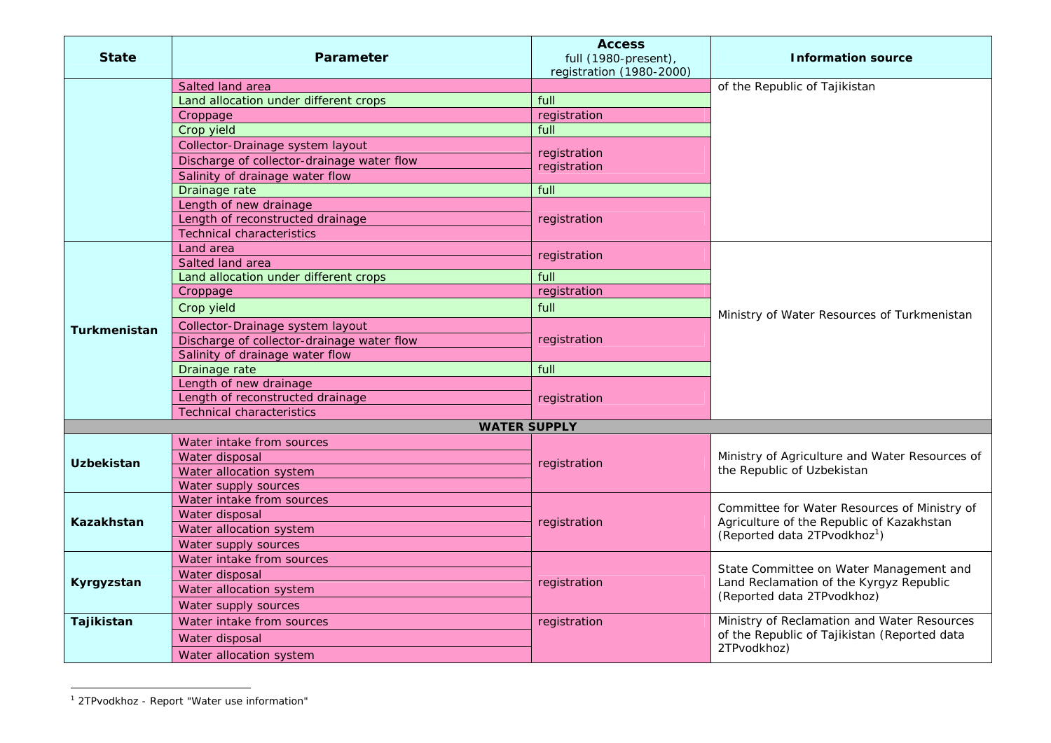| State | Parameter | Access<br>full (1980-present),<br>registration (1980-2000) | Information source |
|---|---|---|---|
| | Salted land area | | of the Republic of Tajikistan |
| | Land allocation under different crops | full | |
| | Croppage | registration | |
| | Crop yield | full | |
| | Collector-Drainage system layout | registration | |
| | Discharge of collector-drainage water flow | registration | |
| | Salinity of drainage water flow | | |
| | Drainage rate | full | |
| | Length of new drainage | registration | |
| | Length of reconstructed drainage | | |
| | Technical characteristics | | |
| **Turkmenistan** | Land area | registration | Ministry of Water Resources of Turkmenistan |
| | Salted land area | | |
| | Land allocation under different crops | full | |
| | Croppage | registration | |
| | Crop yield | full | |
| | Collector-Drainage system layout | registration | |
| | Discharge of collector-drainage water flow | | |
| | Salinity of drainage water flow | | |
| | Drainage rate | full | |
| | Length of new drainage | registration | |
| | Length of reconstructed drainage | | |
| | Technical characteristics | | |
| **WATER SUPPLY** | | | |
| **Uzbekistan** | Water intake from sources | registration | Ministry of Agriculture and Water Resources of the Republic of Uzbekistan |
| | Water disposal | | |
| | Water allocation system | | |
| | Water supply sources | | |
| **Kazakhstan** | Water intake from sources | registration | Committee for Water Resources of Ministry of Agriculture of the Republic of Kazakhstan (Reported data 2TPvodkhoz[1]) |
| | Water disposal | | |
| | Water allocation system | | |
| | Water supply sources | | |
| **Kyrgyzstan** | Water intake from sources | registration | State Committee on Water Management and Land Reclamation of the Kyrgyz Republic (Reported data 2TPvodkhoz) |
| | Water disposal | | |
| | Water allocation system | | |
| | Water supply sources | | |
| **Tajikistan** | Water intake from sources | registration | Ministry of Reclamation and Water Resources of the Republic of Tajikistan (Reported data 2TPvodkhoz) |
| | Water disposal | | |
| | Water allocation system | | |

[1] 2TPvodkhoz - Report "Water use information"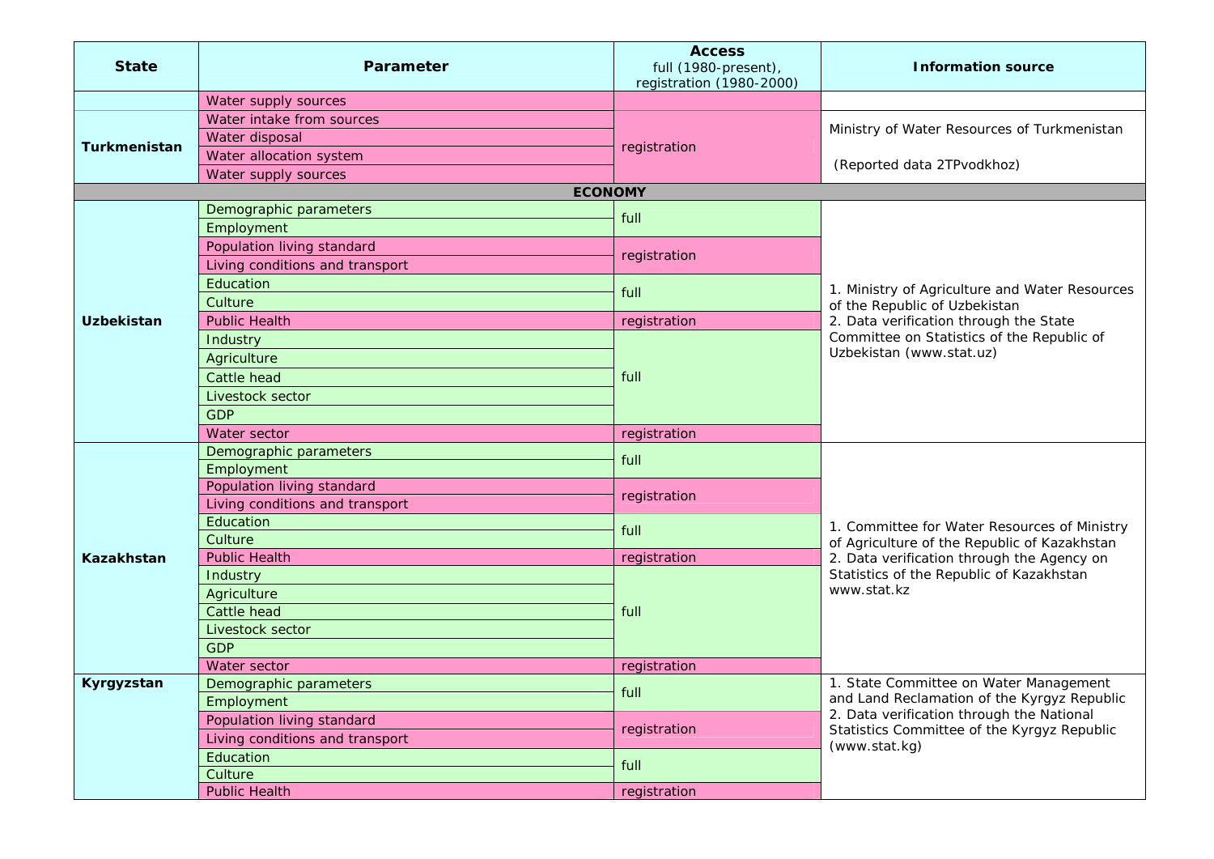| State | Parameter | Access<br>full (1980-present),<br>registration (1980-2000) | Information source |
|---|---|---|---|
| | Water supply sources | | |
| Turkmenistan | Water intake from sources | registration | Ministry of Water Resources of Turkmenistan<br><br>(Reported data 2TPvodkhoz) |
| | Water disposal | | |
| | Water allocation system | | |
| | Water supply sources | | |
| **ECONOMY** | | | |
| Uzbekistan | Demographic parameters | full | 1. Ministry of Agriculture and Water Resources of the Republic of Uzbekistan<br>2. Data verification through the State Committee on Statistics of the Republic of Uzbekistan (www.stat.uz) |
| | Employment | | |
| | Population living standard | registration | |
| | Living conditions and transport | | |
| | Education | full | |
| | Culture | | |
| | Public Health | registration | |
| | Industry | full | |
| | Agriculture | | |
| | Cattle head | | |
| | Livestock sector | | |
| | GDP | | |
| | Water sector | registration | |
| Kazakhstan | Demographic parameters | full | 1. Committee for Water Resources of Ministry of Agriculture of the Republic of Kazakhstan<br>2. Data verification through the Agency on Statistics of the Republic of Kazakhstan www.stat.kz |
| | Employment | | |
| | Population living standard | registration | |
| | Living conditions and transport | | |
| | Education | full | |
| | Culture | | |
| | Public Health | registration | |
| | Industry | full | |
| | Agriculture | | |
| | Cattle head | | |
| | Livestock sector | | |
| | GDP | | |
| | Water sector | registration | |
| Kyrgyzstan | Demographic parameters | full | 1. State Committee on Water Management and Land Reclamation of the Kyrgyz Republic<br>2. Data verification through the National Statistics Committee of the Kyrgyz Republic (www.stat.kg) |
| | Employment | | |
| | Population living standard | registration | |
| | Living conditions and transport | | |
| | Education | full | |
| | Culture | | |
| | Public Health | registration | |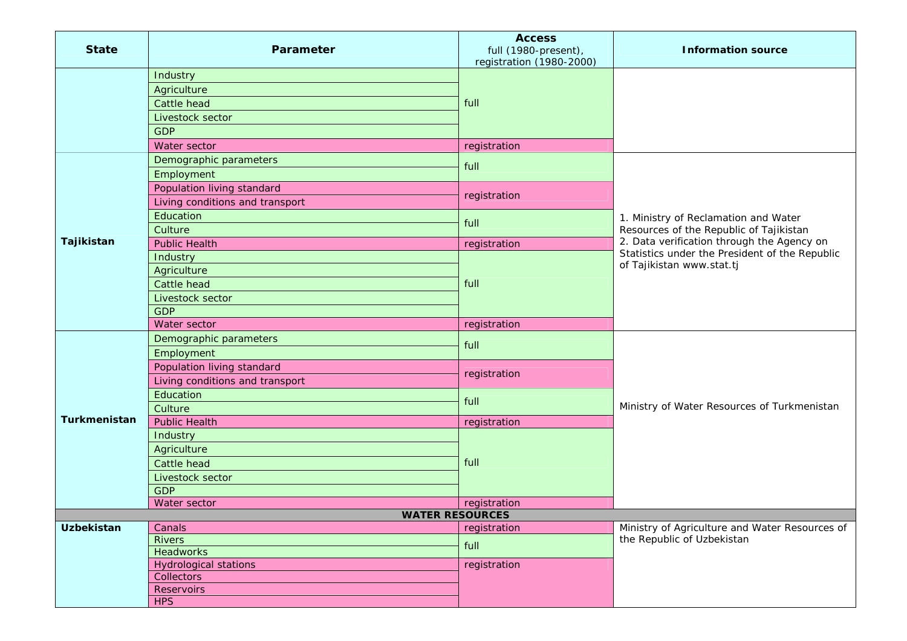| State | Parameter | Access<br>full (1980-present),<br>registration (1980-2000) | Information source |
|---|---|---|---|
| | Industry | full | |
| | Agriculture | | |
| | Cattle head | | |
| | Livestock sector | | |
| | GDP | | |
| | Water sector | registration | |
| **Tajikistan** | Demographic parameters | full | 1. Ministry of Reclamation and Water Resources of the Republic of Tajikistan<br>2. Data verification through the Agency on Statistics under the President of the Republic of Tajikistan www.stat.tj |
| | Employment | | |
| | Population living standard | registration | |
| | Living conditions and transport | | |
| | Education | full | |
| | Culture | | |
| | Public Health | registration | |
| | Industry | full | |
| | Agriculture | | |
| | Cattle head | | |
| | Livestock sector | | |
| | GDP | | |
| | Water sector | registration | |
| **Turkmenistan** | Demographic parameters | full | Ministry of Water Resources of Turkmenistan |
| | Employment | | |
| | Population living standard | registration | |
| | Living conditions and transport | | |
| | Education | full | |
| | Culture | | |
| | Public Health | registration | |
| | Industry | full | |
| | Agriculture | | |
| | Cattle head | | |
| | Livestock sector | | |
| | GDP | | |
| | Water sector | registration | |
| **WATER RESOURCES** | | | |
| **Uzbekistan** | Canals | registration | Ministry of Agriculture and Water Resources of the Republic of Uzbekistan |
| | Rivers | full | |
| | Headworks | | |
| | Hydrological stations | registration | |
| | Collectors | | |
| | Reservoirs | | |
| | HPS | | |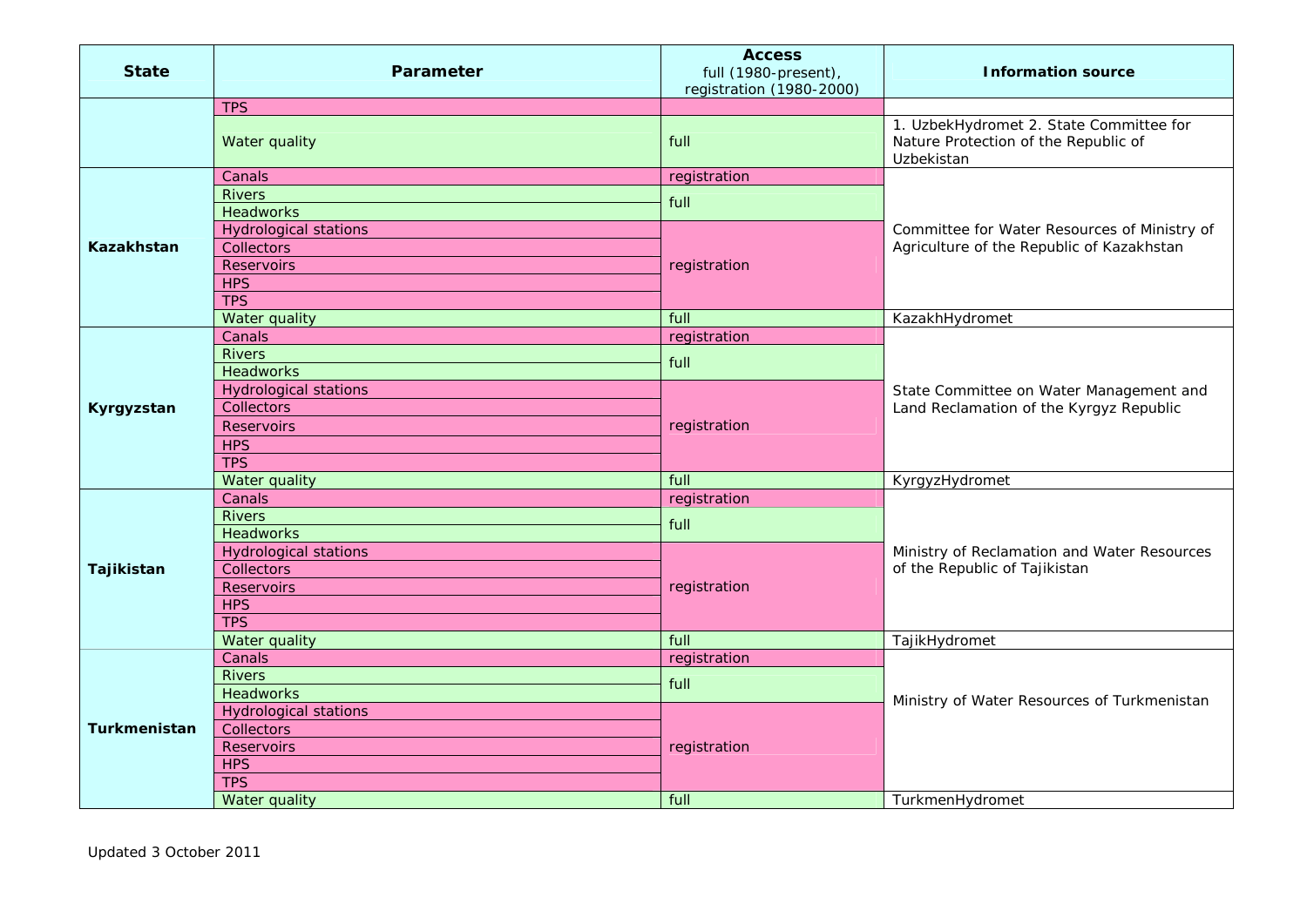| State | Parameter | Access<br>full (1980-present),<br>registration (1980-2000) | Information source |
|---|---|---|---|
| | TPS | | |
| | Water quality | full | 1. UzbekHydromet 2. State Committee for Nature Protection of the Republic of Uzbekistan |
| **Kazakhstan** | Canals | registration | Committee for Water Resources of Ministry of Agriculture of the Republic of Kazakhstan |
| | Rivers | full | |
| | Headworks | | |
| | Hydrological stations | registration | |
| | Collectors | | |
| | Reservoirs | | |
| | HPS | | |
| | TPS | | |
| | Water quality | full | KazakhHydromet |
| **Kyrgyzstan** | Canals | registration | State Committee on Water Management and Land Reclamation of the Kyrgyz Republic |
| | Rivers | full | |
| | Headworks | | |
| | Hydrological stations | registration | |
| | Collectors | | |
| | Reservoirs | | |
| | HPS | | |
| | TPS | | |
| | Water quality | full | KyrgyzHydromet |
| **Tajikistan** | Canals | registration | Ministry of Reclamation and Water Resources of the Republic of Tajikistan |
| | Rivers | full | |
| | Headworks | | |
| | Hydrological stations | registration | |
| | Collectors | | |
| | Reservoirs | | |
| | HPS | | |
| | TPS | | |
| | Water quality | full | TajikHydromet |
| **Turkmenistan** | Canals | registration | Ministry of Water Resources of Turkmenistan |
| | Rivers | full | |
| | Headworks | | |
| | Hydrological stations | registration | |
| | Collectors | | |
| | Reservoirs | | |
| | HPS | | |
| | TPS | | |
| | Water quality | full | TurkmenHydromet |

Updated 3 October 2011